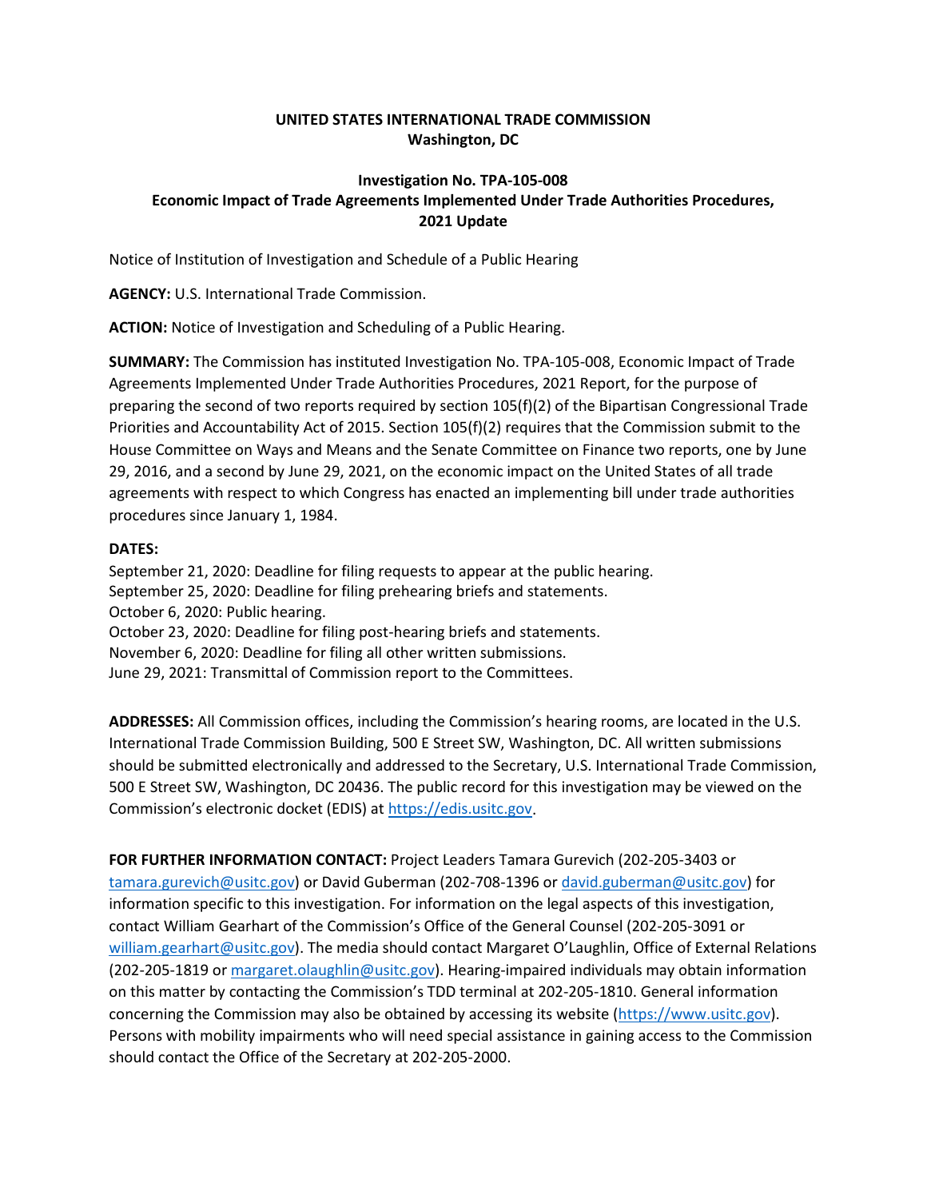**UNITED STATES INTERNATIONAL TRADE COMMISSION**
**Washington, DC**

# Investigation No. TPA-105-008
# Economic Impact of Trade Agreements Implemented Under Trade Authorities Procedures, 2021 Update

Notice of Institution of Investigation and Schedule of a Public Hearing

**AGENCY:** U.S. International Trade Commission.

**ACTION:** Notice of Investigation and Scheduling of a Public Hearing.

**SUMMARY:** The Commission has instituted Investigation No. TPA-105-008, Economic Impact of Trade Agreements Implemented Under Trade Authorities Procedures, 2021 Report, for the purpose of preparing the second of two reports required by section 105(f)(2) of the Bipartisan Congressional Trade Priorities and Accountability Act of 2015. Section 105(f)(2) requires that the Commission submit to the House Committee on Ways and Means and the Senate Committee on Finance two reports, one by June 29, 2016, and a second by June 29, 2021, on the economic impact on the United States of all trade agreements with respect to which Congress has enacted an implementing bill under trade authorities procedures since January 1, 1984.

**DATES:**

September 21, 2020: Deadline for filing requests to appear at the public hearing.
September 25, 2020: Deadline for filing prehearing briefs and statements.
October 6, 2020: Public hearing.
October 23, 2020: Deadline for filing post-hearing briefs and statements.
November 6, 2020: Deadline for filing all other written submissions.
June 29, 2021: Transmittal of Commission report to the Committees.

**ADDRESSES:** All Commission offices, including the Commission's hearing rooms, are located in the U.S. International Trade Commission Building, 500 E Street SW, Washington, DC. All written submissions should be submitted electronically and addressed to the Secretary, U.S. International Trade Commission, 500 E Street SW, Washington, DC 20436. The public record for this investigation may be viewed on the Commission's electronic docket (EDIS) at https://edis.usitc.gov.

**FOR FURTHER INFORMATION CONTACT:** Project Leaders Tamara Gurevich (202-205-3403 or tamara.gurevich@usitc.gov) or David Guberman (202-708-1396 or david.guberman@usitc.gov) for information specific to this investigation. For information on the legal aspects of this investigation, contact William Gearhart of the Commission's Office of the General Counsel (202-205-3091 or william.gearhart@usitc.gov). The media should contact Margaret O'Laughlin, Office of External Relations (202-205-1819 or margaret.olaughlin@usitc.gov). Hearing-impaired individuals may obtain information on this matter by contacting the Commission's TDD terminal at 202-205-1810. General information concerning the Commission may also be obtained by accessing its website (https://www.usitc.gov). Persons with mobility impairments who will need special assistance in gaining access to the Commission should contact the Office of the Secretary at 202-205-2000.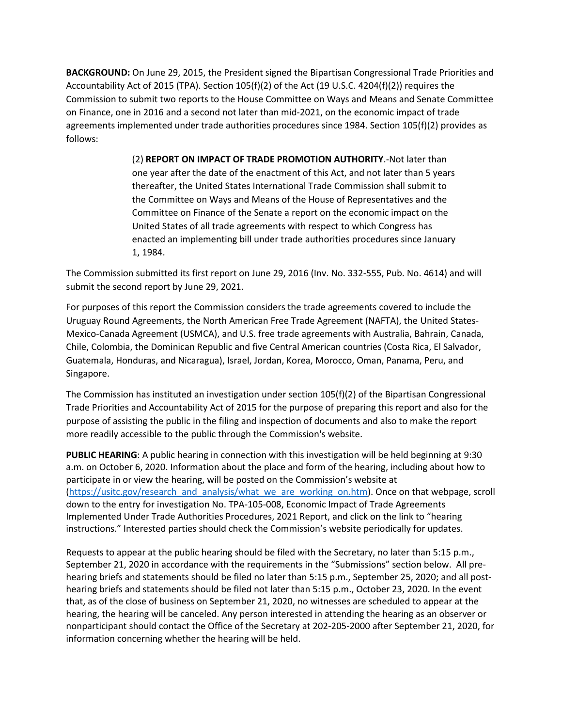**BACKGROUND:** On June 29, 2015, the President signed the Bipartisan Congressional Trade Priorities and Accountability Act of 2015 (TPA). Section 105(f)(2) of the Act (19 U.S.C. 4204(f)(2)) requires the Commission to submit two reports to the House Committee on Ways and Means and Senate Committee on Finance, one in 2016 and a second not later than mid-2021, on the economic impact of trade agreements implemented under trade authorities procedures since 1984. Section 105(f)(2) provides as follows:

> (2) **REPORT ON IMPACT OF TRADE PROMOTION AUTHORITY**.-Not later than one year after the date of the enactment of this Act, and not later than 5 years thereafter, the United States International Trade Commission shall submit to the Committee on Ways and Means of the House of Representatives and the Committee on Finance of the Senate a report on the economic impact on the United States of all trade agreements with respect to which Congress has enacted an implementing bill under trade authorities procedures since January 1, 1984.

The Commission submitted its first report on June 29, 2016 (Inv. No. 332-555, Pub. No. 4614) and will submit the second report by June 29, 2021.

For purposes of this report the Commission considers the trade agreements covered to include the Uruguay Round Agreements, the North American Free Trade Agreement (NAFTA), the United States-Mexico-Canada Agreement (USMCA), and U.S. free trade agreements with Australia, Bahrain, Canada, Chile, Colombia, the Dominican Republic and five Central American countries (Costa Rica, El Salvador, Guatemala, Honduras, and Nicaragua), Israel, Jordan, Korea, Morocco, Oman, Panama, Peru, and Singapore.

The Commission has instituted an investigation under section 105(f)(2) of the Bipartisan Congressional Trade Priorities and Accountability Act of 2015 for the purpose of preparing this report and also for the purpose of assisting the public in the filing and inspection of documents and also to make the report more readily accessible to the public through the Commission's website.

**PUBLIC HEARING**: A public hearing in connection with this investigation will be held beginning at 9:30 a.m. on October 6, 2020. Information about the place and form of the hearing, including about how to participate in or view the hearing, will be posted on the Commission's website at (https://usitc.gov/research_and_analysis/what_we_are_working_on.htm). Once on that webpage, scroll down to the entry for investigation No. TPA-105-008, Economic Impact of Trade Agreements Implemented Under Trade Authorities Procedures, 2021 Report, and click on the link to "hearing instructions." Interested parties should check the Commission's website periodically for updates.

Requests to appear at the public hearing should be filed with the Secretary, no later than 5:15 p.m., September 21, 2020 in accordance with the requirements in the "Submissions" section below. All pre-hearing briefs and statements should be filed no later than 5:15 p.m., September 25, 2020; and all post-hearing briefs and statements should be filed not later than 5:15 p.m., October 23, 2020. In the event that, as of the close of business on September 21, 2020, no witnesses are scheduled to appear at the hearing, the hearing will be canceled. Any person interested in attending the hearing as an observer or nonparticipant should contact the Office of the Secretary at 202-205-2000 after September 21, 2020, for information concerning whether the hearing will be held.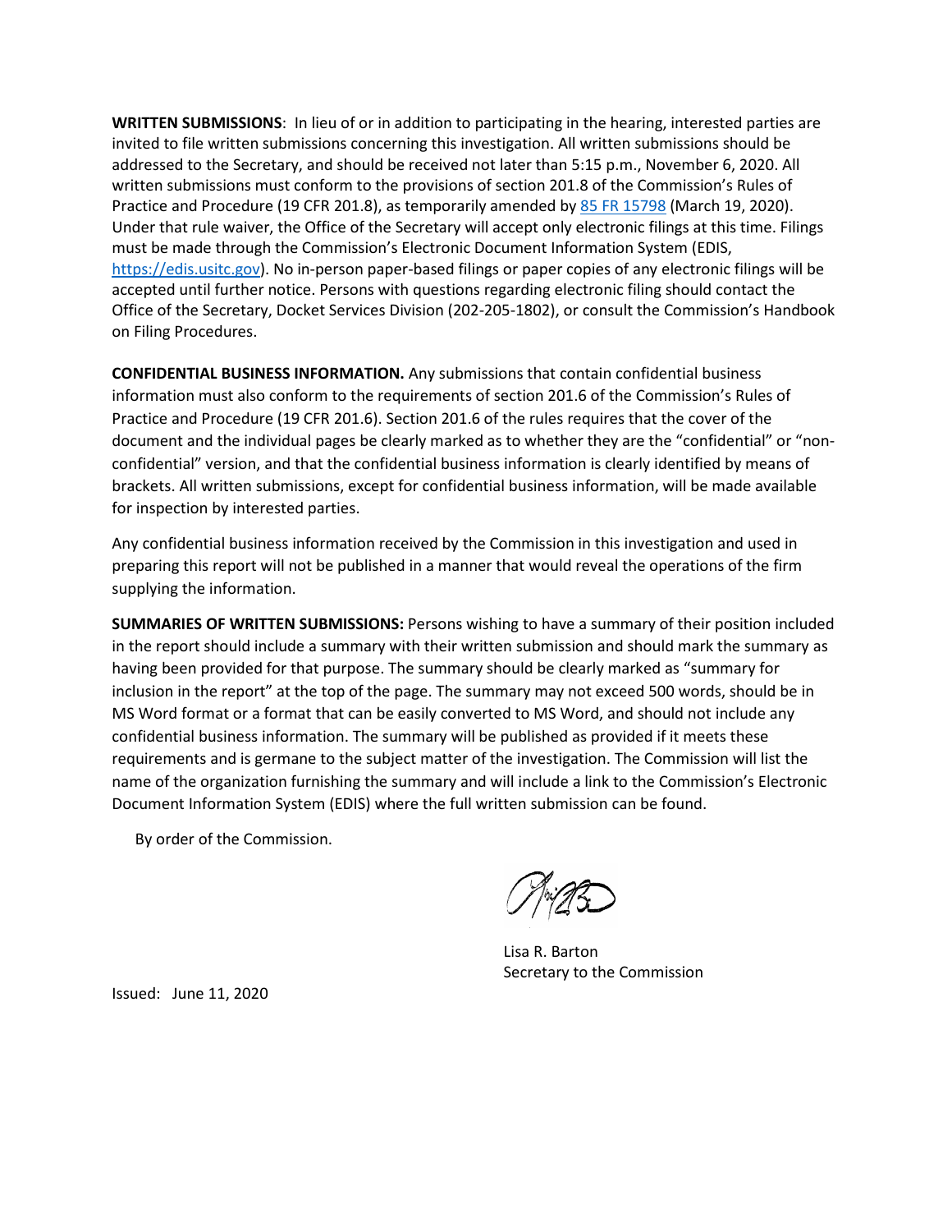**WRITTEN SUBMISSIONS**: In lieu of or in addition to participating in the hearing, interested parties are invited to file written submissions concerning this investigation. All written submissions should be addressed to the Secretary, and should be received not later than 5:15 p.m., November 6, 2020. All written submissions must conform to the provisions of section 201.8 of the Commission's Rules of Practice and Procedure (19 CFR 201.8), as temporarily amended by 85 FR 15798 (March 19, 2020). Under that rule waiver, the Office of the Secretary will accept only electronic filings at this time. Filings must be made through the Commission's Electronic Document Information System (EDIS, https://edis.usitc.gov). No in-person paper-based filings or paper copies of any electronic filings will be accepted until further notice. Persons with questions regarding electronic filing should contact the Office of the Secretary, Docket Services Division (202-205-1802), or consult the Commission's Handbook on Filing Procedures.

**CONFIDENTIAL BUSINESS INFORMATION.** Any submissions that contain confidential business information must also conform to the requirements of section 201.6 of the Commission's Rules of Practice and Procedure (19 CFR 201.6). Section 201.6 of the rules requires that the cover of the document and the individual pages be clearly marked as to whether they are the "confidential" or "non-confidential" version, and that the confidential business information is clearly identified by means of brackets. All written submissions, except for confidential business information, will be made available for inspection by interested parties.

Any confidential business information received by the Commission in this investigation and used in preparing this report will not be published in a manner that would reveal the operations of the firm supplying the information.

**SUMMARIES OF WRITTEN SUBMISSIONS:** Persons wishing to have a summary of their position included in the report should include a summary with their written submission and should mark the summary as having been provided for that purpose. The summary should be clearly marked as "summary for inclusion in the report" at the top of the page. The summary may not exceed 500 words, should be in MS Word format or a format that can be easily converted to MS Word, and should not include any confidential business information. The summary will be published as provided if it meets these requirements and is germane to the subject matter of the investigation. The Commission will list the name of the organization furnishing the summary and will include a link to the Commission's Electronic Document Information System (EDIS) where the full written submission can be found.

By order of the Commission.

Lisa R. Barton
Secretary to the Commission

Issued: June 11, 2020